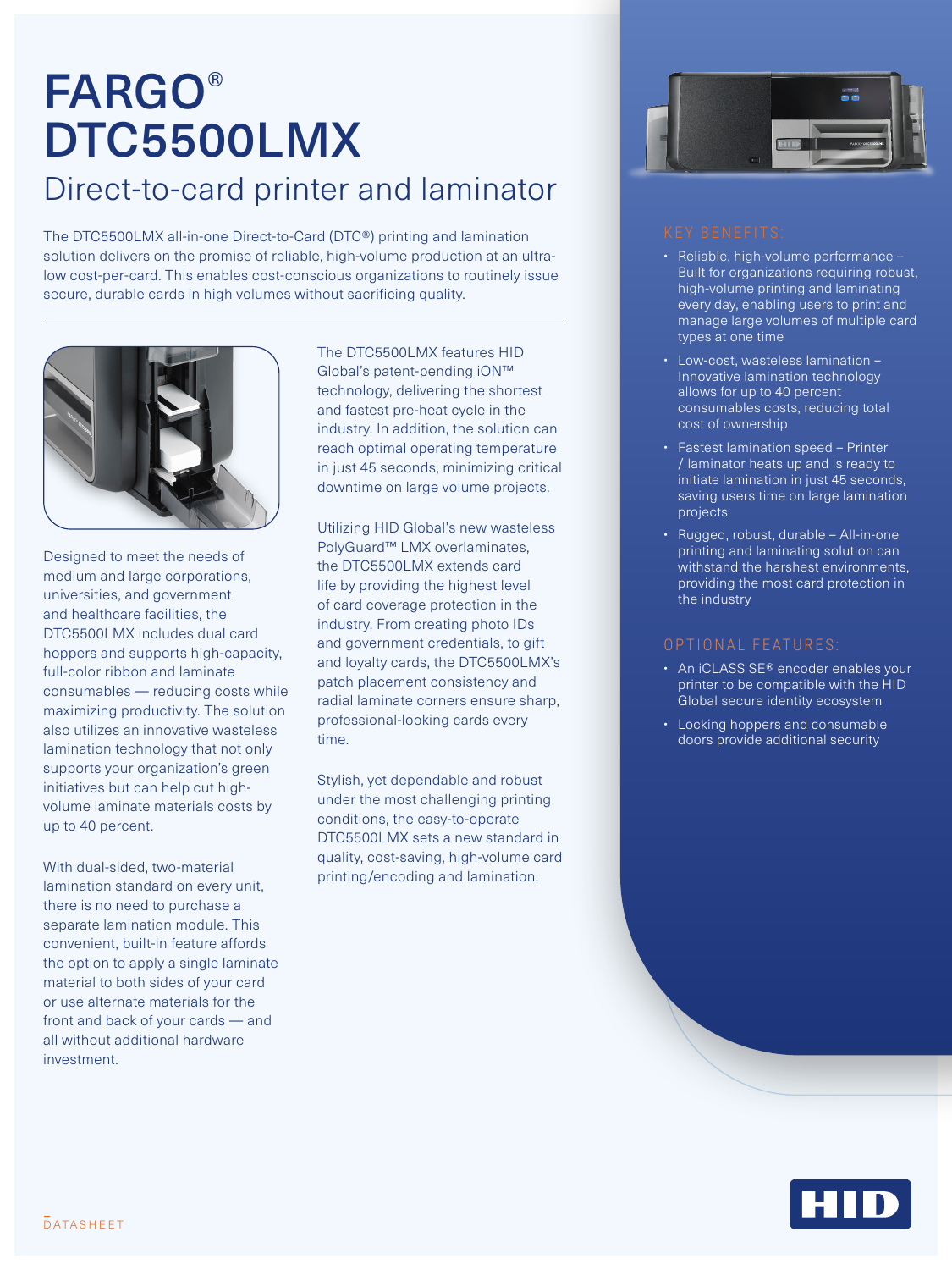# FARGO® DTC5500LMX

## Direct-to-card printer and laminator

The DTC5500LMX all-in-one Direct-to-Card (DTC®) printing and lamination solution delivers on the promise of reliable, high-volume production at an ultra-low cost-per-card. This enables cost-conscious organizations to routinely issue secure, durable cards in high volumes without sacrificing quality.

Designed to meet the needs of medium and large corporations, universities, and government and healthcare facilities, the DTC5500LMX includes dual card hoppers and supports high-capacity, full-color ribbon and laminate consumables — reducing costs while maximizing productivity. The solution also utilizes an innovative wasteless lamination technology that not only supports your organization's green initiatives but can help cut high-volume laminate materials costs by up to 40 percent.

With dual-sided, two-material lamination standard on every unit, there is no need to purchase a separate lamination module. This convenient, built-in feature affords the option to apply a single laminate material to both sides of your card or use alternate materials for the front and back of your cards — and all without additional hardware investment.

The DTC5500LMX features HID Global's patent-pending iON™ technology, delivering the shortest and fastest pre-heat cycle in the industry. In addition, the solution can reach optimal operating temperature in just 45 seconds, minimizing critical downtime on large volume projects.

Utilizing HID Global's new wasteless PolyGuard™ LMX overlaminates, the DTC5500LMX extends card life by providing the highest level of card coverage protection in the industry. From creating photo IDs and government credentials, to gift and loyalty cards, the DTC5500LMX's patch placement consistency and radial laminate corners ensure sharp, professional-looking cards every time.

Stylish, yet dependable and robust under the most challenging printing conditions, the easy-to-operate DTC5500LMX sets a new standard in quality, cost-saving, high-volume card printing/encoding and lamination.

### KEY BENEFITS:

- Reliable, high-volume performance – Built for organizations requiring robust, high-volume printing and laminating every day, enabling users to print and manage large volumes of multiple card types at one time
- Low-cost, wasteless lamination – Innovative lamination technology allows for up to 40 percent consumables costs, reducing total cost of ownership
- Fastest lamination speed – Printer / laminator heats up and is ready to initiate lamination in just 45 seconds, saving users time on large lamination projects
- Rugged, robust, durable – All-in-one printing and laminating solution can withstand the harshest environments, providing the most card protection in the industry

### OPTIONAL FEATURES:

- An iCLASS SE® encoder enables your printer to be compatible with the HID Global secure identity ecosystem
- Locking hoppers and consumable doors provide additional security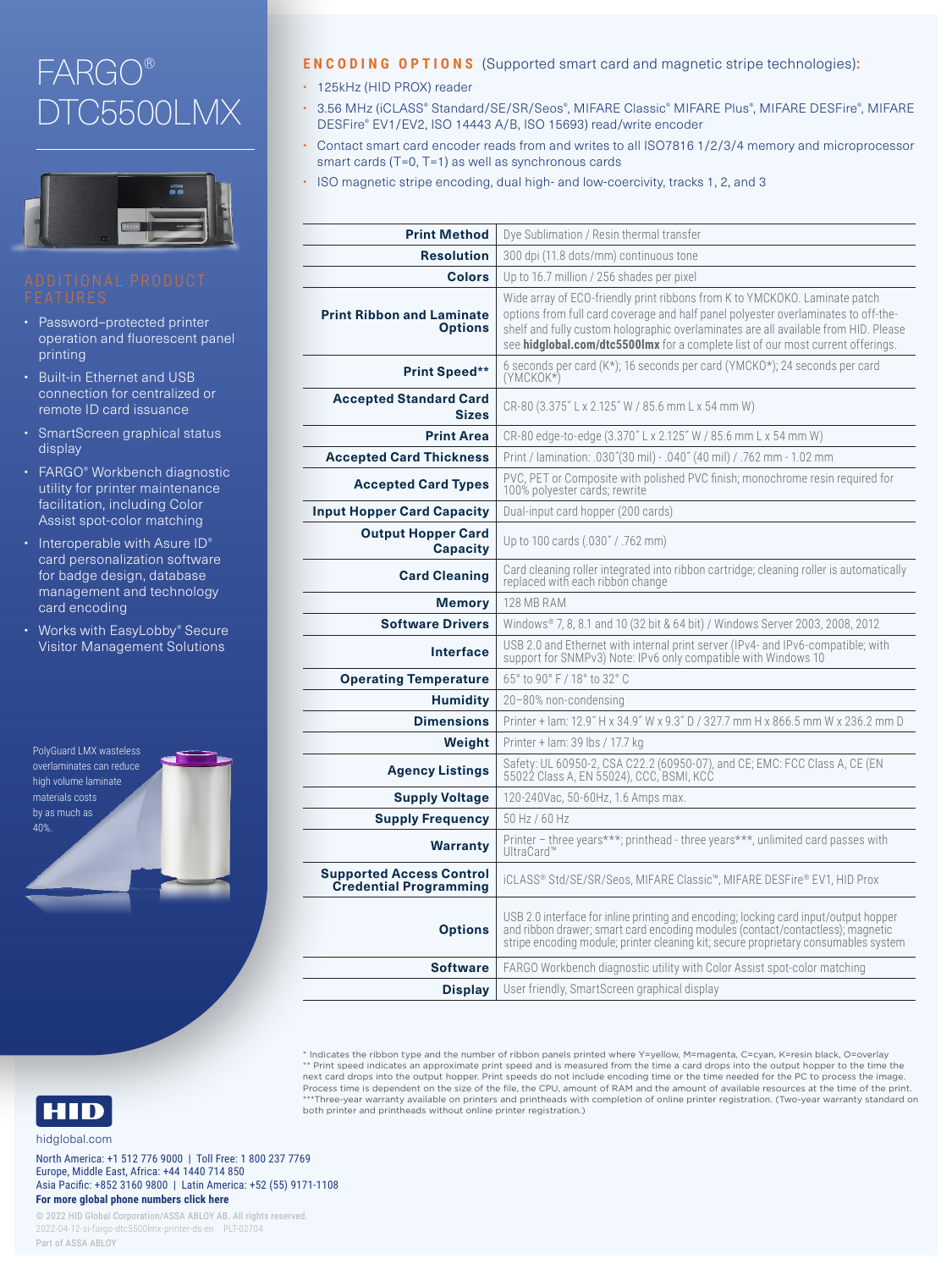# FARGO® DTC5500LMX

## ADDITIONAL PRODUCT FEATURES

- Password–protected printer operation and fluorescent panel printing
- Built-in Ethernet and USB connection for centralized or remote ID card issuance
- SmartScreen graphical status display
- FARGO® Workbench diagnostic utility for printer maintenance facilitation, including Color Assist spot-color matching
- Interoperable with Asure ID® card personalization software for badge design, database management and technology card encoding
- Works with EasyLobby® Secure Visitor Management Solutions

PolyGuard LMX wasteless overlaminates can reduce high volume laminate materials costs by as much as 40%.

## ENCODING OPTIONS (Supported smart card and magnetic stripe technologies):

- 125kHz (HID PROX) reader
- 3.56 MHz (iCLASS® Standard/SE/SR/Seos®, MIFARE Classic® MIFARE Plus®, MIFARE DESFire®, MIFARE DESFire® EV1/EV2, ISO 14443 A/B, ISO 15693) read/write encoder
- Contact smart card encoder reads from and writes to all ISO7816 1/2/3/4 memory and microprocessor smart cards (T=0, T=1) as well as synchronous cards
- ISO magnetic stripe encoding, dual high- and low-coercivity, tracks 1, 2, and 3

| | |
|---|---|
| **Print Method** | Dye Sublimation / Resin thermal transfer |
| **Resolution** | 300 dpi (11.8 dots/mm) continuous tone |
| **Colors** | Up to 16.7 million / 256 shades per pixel |
| **Print Ribbon and Laminate Options** | Wide array of ECO-friendly print ribbons from K to YMCKOKO. Laminate patch options from full card coverage and half panel polyester overlaminates to off-the-shelf and fully custom holographic overlaminates are all available from HID. Please see **hidglobal.com/dtc5500lmx** for a complete list of our most current offerings. |
| **Print Speed**** | 6 seconds per card (K*); 16 seconds per card (YMCKO*); 24 seconds per card (YMCKOK*) |
| **Accepted Standard Card Sizes** | CR-80 (3.375˝ L x 2.125˝ W / 85.6 mm L x 54 mm W) |
| **Print Area** | CR-80 edge-to-edge (3.370˝ L x 2.125˝ W / 85.6 mm L x 54 mm W) |
| **Accepted Card Thickness** | Print / lamination: .030˝(30 mil) - .040˝ (40 mil) / .762 mm - 1.02 mm |
| **Accepted Card Types** | PVC, PET or Composite with polished PVC finish; monochrome resin required for 100% polyester cards; rewrite |
| **Input Hopper Card Capacity** | Dual-input card hopper (200 cards) |
| **Output Hopper Card Capacity** | Up to 100 cards (.030˝ / .762 mm) |
| **Card Cleaning** | Card cleaning roller integrated into ribbon cartridge; cleaning roller is automatically replaced with each ribbon change |
| **Memory** | 128 MB RAM |
| **Software Drivers** | Windows® 7, 8, 8.1 and 10 (32 bit & 64 bit) / Windows Server 2003, 2008, 2012 |
| **Interface** | USB 2.0 and Ethernet with internal print server (IPv4- and IPv6-compatible; with support for SNMPv3) Note: IPv6 only compatible with Windows 10 |
| **Operating Temperature** | 65° to 90° F / 18° to 32° C |
| **Humidity** | 20–80% non-condensing |
| **Dimensions** | Printer + lam: 12.9˝ H x 34.9˝ W x 9.3˝ D / 327.7 mm H x 866.5 mm W x 236.2 mm D |
| **Weight** | Printer + lam: 39 lbs / 17.7 kg |
| **Agency Listings** | Safety: UL 60950-2, CSA C22.2 (60950-07), and CE; EMC: FCC Class A, CE (EN 55022 Class A, EN 55024), CCC, BSMI, KCC |
| **Supply Voltage** | 120-240Vac, 50-60Hz, 1.6 Amps max. |
| **Supply Frequency** | 50 Hz / 60 Hz |
| **Warranty** | Printer – three years***; printhead - three years***, unlimited card passes with UltraCard™ |
| **Supported Access Control Credential Programming** | iCLASS® Std/SE/SR/Seos, MIFARE Classic™, MIFARE DESFire® EV1, HID Prox |
| **Options** | USB 2.0 interface for inline printing and encoding; locking card input/output hopper and ribbon drawer; smart card encoding modules (contact/contactless); magnetic stripe encoding module; printer cleaning kit; secure proprietary consumables system |
| **Software** | FARGO Workbench diagnostic utility with Color Assist spot-color matching |
| **Display** | User friendly, SmartScreen graphical display |

* Indicates the ribbon type and the number of ribbon panels printed where Y=yellow, M=magenta, C=cyan, K=resin black, O=overlay
** Print speed indicates an approximate print speed and is measured from the time a card drops into the output hopper to the time the next card drops into the output hopper. Print speeds do not include encoding time or the time needed for the PC to process the image. Process time is dependent on the size of the file, the CPU, amount of RAM and the amount of available resources at the time of the print.
***Three-year warranty available on printers and printheads with completion of online printer registration. (Two-year warranty standard on both printer and printheads without online printer registration.)

HID

hidglobal.com

North America: +1 512 776 9000 | Toll Free: 1 800 237 7769
Europe, Middle East, Africa: +44 1440 714 850
Asia Pacific: +852 3160 9800 | Latin America: +52 (55) 9171-1108
**For more global phone numbers click here**

© 2022 HID Global Corporation/ASSA ABLOY AB. All rights reserved.
2022-04-12-si-fargo-dtc5500lmx-printer-ds-en PLT-02704
Part of ASSA ABLOY